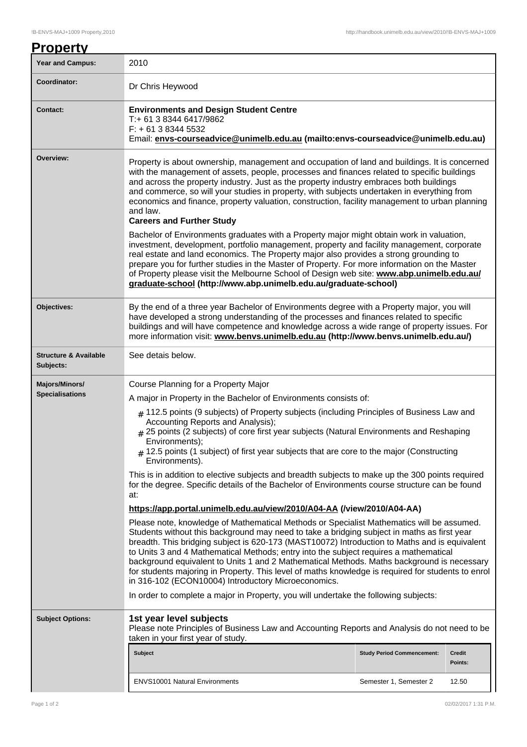# Property

| Year and Campus: | 2010 |
|---|---|
| Coordinator: | Dr Chris Heywood |
| Contact: | **Environments and Design Student Centre**<br>T:+ 61 3 8344 6417/9862<br>F: + 61 3 8344 5532<br>Email: **envs-courseadvice@unimelb.edu.au (mailto:envs-courseadvice@unimelb.edu.au)** |
| Overview: | Property is about ownership, management and occupation of land and buildings. It is concerned with the management of assets, people, processes and finances related to specific buildings and across the property industry. Just as the property industry embraces both buildings and commerce, so will your studies in property, with subjects undertaken in everything from economics and finance, property valuation, construction, facility management to urban planning and law.<br>**Careers and Further Study**<br>Bachelor of Environments graduates with a Property major might obtain work in valuation, investment, development, portfolio management, property and facility management, corporate real estate and land economics. The Property major also provides a strong grounding to prepare you for further studies in the Master of Property. For more information on the Master of Property please visit the Melbourne School of Design web site: **www.abp.unimelb.edu.au/graduate-school (http://www.abp.unimelb.edu.au/graduate-school)** |
| Objectives: | By the end of a three year Bachelor of Environments degree with a Property major, you will have developed a strong understanding of the processes and finances related to specific buildings and will have competence and knowledge across a wide range of property issues. For more information visit: **www.benvs.unimelb.edu.au (http://www.benvs.unimelb.edu.au/)** |
| Structure & Available Subjects: | See detais below. |
| Majors/Minors/ Specialisations | Course Planning for a Property Major<br>A major in Property in the Bachelor of Environments consists of:<br># 112.5 points (9 subjects) of Property subjects (including Principles of Business Law and Accounting Reports and Analysis);<br># 25 points (2 subjects) of core first year subjects (Natural Environments and Reshaping Environments);<br># 12.5 points (1 subject) of first year subjects that are core to the major (Constructing Environments).<br>This is in addition to elective subjects and breadth subjects to make up the 300 points required for the degree. Specific details of the Bachelor of Environments course structure can be found at:<br>**https://app.portal.unimelb.edu.au/view/2010/A04-AA (/view/2010/A04-AA)**<br>Please note, knowledge of Mathematical Methods or Specialist Mathematics will be assumed. Students without this background may need to take a bridging subject in maths as first year breadth. This bridging subject is 620-173 (MAST10072) Introduction to Maths and is equivalent to Units 3 and 4 Mathematical Methods; entry into the subject requires a mathematical background equivalent to Units 1 and 2 Mathematical Methods. Maths background is necessary for students majoring in Property. This level of maths knowledge is required for students to enrol in 316-102 (ECON10004) Introductory Microeconomics.<br>In order to complete a major in Property, you will undertake the following subjects: |
| Subject Options: | **1st year level subjects**<br>Please note Principles of Business Law and Accounting Reports and Analysis do not need to be taken in your first year of study. |

| Subject | Study Period Commencement: | Credit Points: |
|---|---|---|
| ENVS10001 Natural Environments | Semester 1, Semester 2 | 12.50 |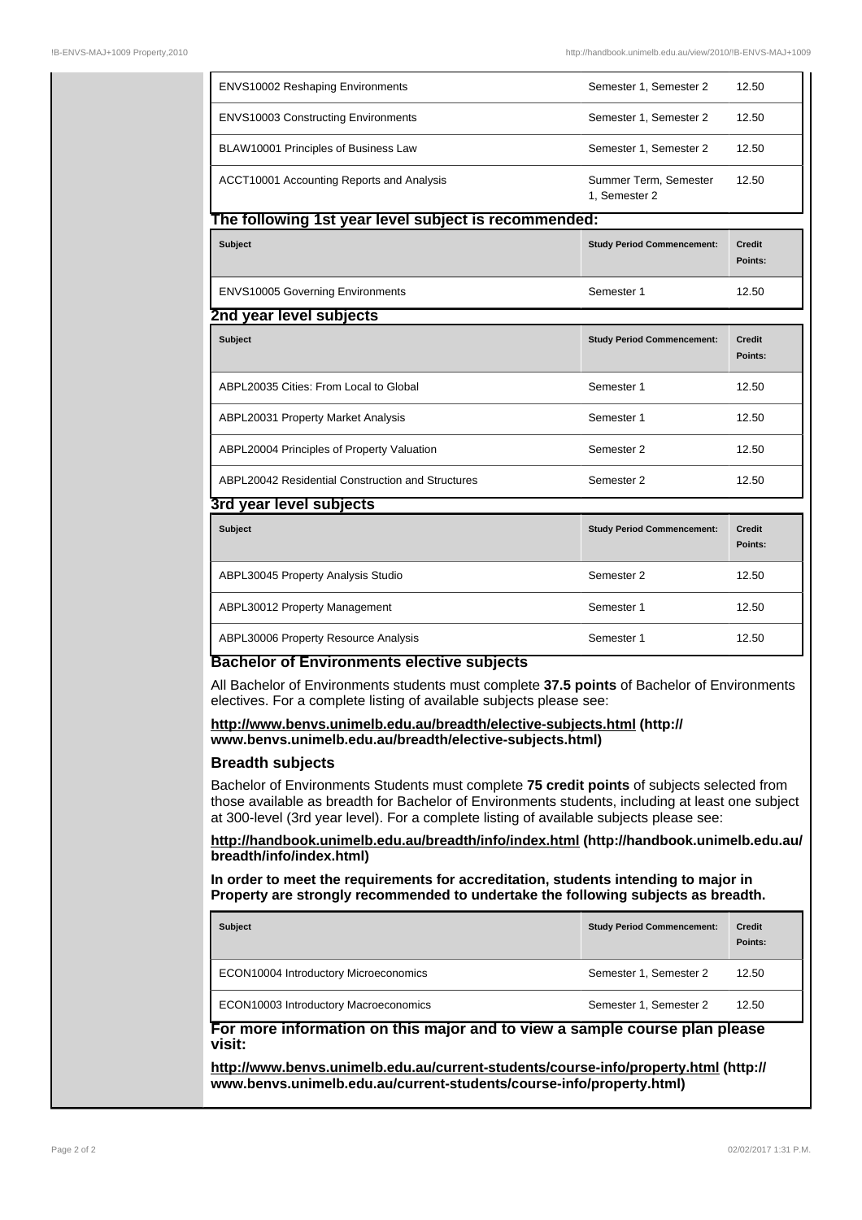| | | |
|---|---|---|
| ENVS10002 Reshaping Environments | Semester 1, Semester 2 | 12.50 |
| ENVS10003 Constructing Environments | Semester 1, Semester 2 | 12.50 |
| BLAW10001 Principles of Business Law | Semester 1, Semester 2 | 12.50 |
| ACCT10001 Accounting Reports and Analysis | Summer Term, Semester 1, Semester 2 | 12.50 |

### The following 1st year level subject is recommended:

| Subject | Study Period Commencement: | Credit Points: |
|---|---|---|
| ENVS10005 Governing Environments | Semester 1 | 12.50 |

### 2nd year level subjects

| Subject | Study Period Commencement: | Credit Points: |
|---|---|---|
| ABPL20035 Cities: From Local to Global | Semester 1 | 12.50 |
| ABPL20031 Property Market Analysis | Semester 1 | 12.50 |
| ABPL20004 Principles of Property Valuation | Semester 2 | 12.50 |
| ABPL20042 Residential Construction and Structures | Semester 2 | 12.50 |

### 3rd year level subjects

| Subject | Study Period Commencement: | Credit Points: |
|---|---|---|
| ABPL30045 Property Analysis Studio | Semester 2 | 12.50 |
| ABPL30012 Property Management | Semester 1 | 12.50 |
| ABPL30006 Property Resource Analysis | Semester 1 | 12.50 |

### Bachelor of Environments elective subjects

All Bachelor of Environments students must complete **37.5 points** of Bachelor of Environments electives. For a complete listing of available subjects please see:

**http://www.benvs.unimelb.edu.au/breadth/elective-subjects.html (http://www.benvs.unimelb.edu.au/breadth/elective-subjects.html)**

### Breadth subjects

Bachelor of Environments Students must complete **75 credit points** of subjects selected from those available as breadth for Bachelor of Environments students, including at least one subject at 300-level (3rd year level). For a complete listing of available subjects please see:

**http://handbook.unimelb.edu.au/breadth/info/index.html (http://handbook.unimelb.edu.au/breadth/info/index.html)**

**In order to meet the requirements for accreditation, students intending to major in Property are strongly recommended to undertake the following subjects as breadth.**

| Subject | Study Period Commencement: | Credit Points: |
|---|---|---|
| ECON10004 Introductory Microeconomics | Semester 1, Semester 2 | 12.50 |
| ECON10003 Introductory Macroeconomics | Semester 1, Semester 2 | 12.50 |

### For more information on this major and to view a sample course plan please visit:

**http://www.benvs.unimelb.edu.au/current-students/course-info/property.html (http://www.benvs.unimelb.edu.au/current-students/course-info/property.html)**